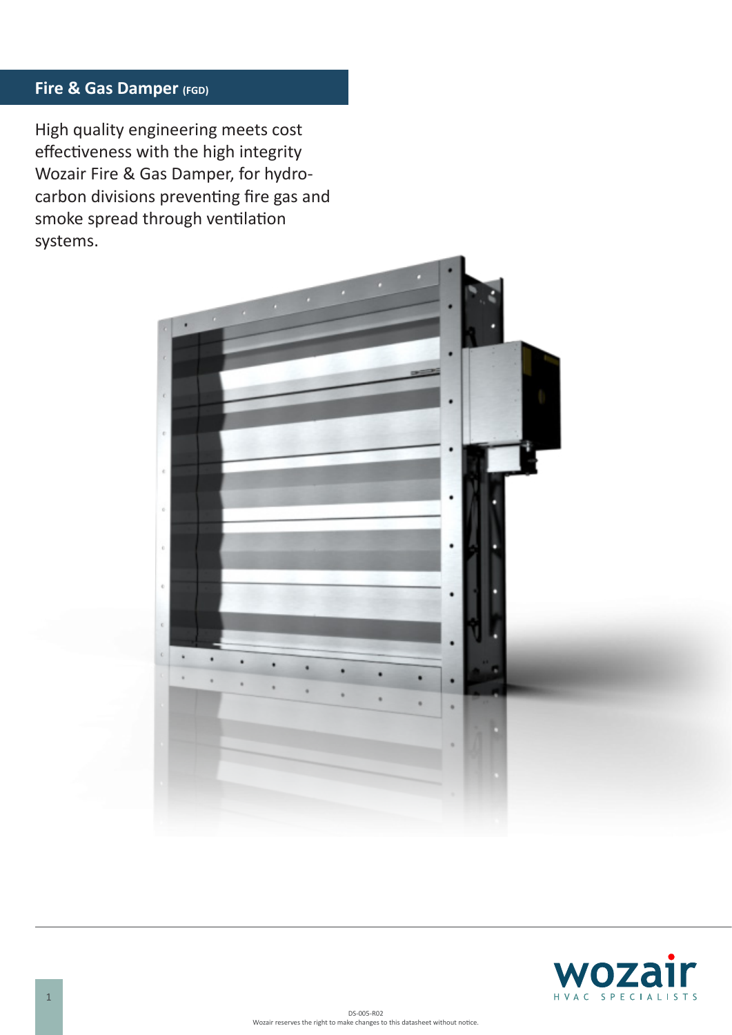# Fire & Gas Damper (FGD)

High quality engineering meets cost effectiveness with the high integrity Wozair Fire & Gas Damper, for hydro-carbon divisions preventing fire gas and smoke spread through ventilation systems.

DS-005-R02
Wozair reserves the right to make changes to this datasheet without notice.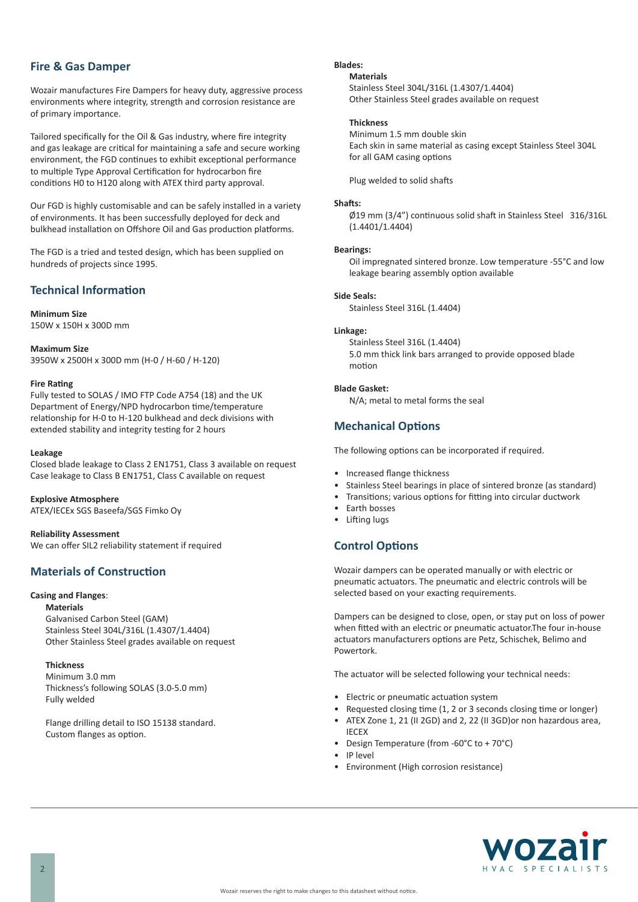## Fire & Gas Damper

Wozair manufactures Fire Dampers for heavy duty, aggressive process environments where integrity, strength and corrosion resistance are of primary importance.

Tailored specifically for the Oil & Gas industry, where fire integrity and gas leakage are critical for maintaining a safe and secure working environment, the FGD continues to exhibit exceptional performance to multiple Type Approval Certification for hydrocarbon fire conditions H0 to H120 along with ATEX third party approval.

Our FGD is highly customisable and can be safely installed in a variety of environments. It has been successfully deployed for deck and bulkhead installation on Offshore Oil and Gas production platforms.

The FGD is a tried and tested design, which has been supplied on hundreds of projects since 1995.

## Technical Information

**Minimum Size**
150W x 150H x 300D mm

**Maximum Size**
3950W x 2500H x 300D mm (H-0 / H-60 / H-120)

**Fire Rating**
Fully tested to SOLAS / IMO FTP Code A754 (18) and the UK Department of Energy/NPD hydrocarbon time/temperature relationship for H-0 to H-120 bulkhead and deck divisions with extended stability and integrity testing for 2 hours

**Leakage**
Closed blade leakage to Class 2 EN1751, Class 3 available on request
Case leakage to Class B EN1751, Class C available on request

**Explosive Atmosphere**
ATEX/IECEx SGS Baseefa/SGS Fimko Oy

**Reliability Assessment**
We can offer SIL2 reliability statement if required

## Materials of Construction

**Casing and Flanges**:

**Materials**
Galvanised Carbon Steel (GAM)
Stainless Steel 304L/316L (1.4307/1.4404)
Other Stainless Steel grades available on request

**Thickness**
Minimum 3.0 mm
Thickness's following SOLAS (3.0-5.0 mm)
Fully welded

Flange drilling detail to ISO 15138 standard.
Custom flanges as option.

**Blades:**

**Materials**
Stainless Steel 304L/316L (1.4307/1.4404)
Other Stainless Steel grades available on request

**Thickness**
Minimum 1.5 mm double skin
Each skin in same material as casing except Stainless Steel 304L for all GAM casing options

Plug welded to solid shafts

**Shafts:**
Ø19 mm (3/4”) continuous solid shaft in Stainless Steel 316/316L (1.4401/1.4404)

**Bearings:**
Oil impregnated sintered bronze. Low temperature -55°C and low leakage bearing assembly option available

**Side Seals:**
Stainless Steel 316L (1.4404)

**Linkage:**
Stainless Steel 316L (1.4404)
5.0 mm thick link bars arranged to provide opposed blade motion

**Blade Gasket:**
N/A; metal to metal forms the seal

## Mechanical Options

The following options can be incorporated if required.

- Increased flange thickness
- Stainless Steel bearings in place of sintered bronze (as standard)
- Transitions; various options for fitting into circular ductwork
- Earth bosses
- Lifting lugs

## Control Options

Wozair dampers can be operated manually or with electric or pneumatic actuators. The pneumatic and electric controls will be selected based on your exacting requirements.

Dampers can be designed to close, open, or stay put on loss of power when fitted with an electric or pneumatic actuator.The four in-house actuators manufacturers options are Petz, Schischek, Belimo and Powertork.

The actuator will be selected following your technical needs:

- Electric or pneumatic actuation system
- Requested closing time (1, 2 or 3 seconds closing time or longer)
- ATEX Zone 1, 21 (II 2GD) and 2, 22 (II 3GD)or non hazardous area, IECEX
- Design Temperature (from -60°C to + 70°C)
- IP level
- Environment (High corrosion resistance)

Wozair reserves the right to make changes to this datasheet without notice.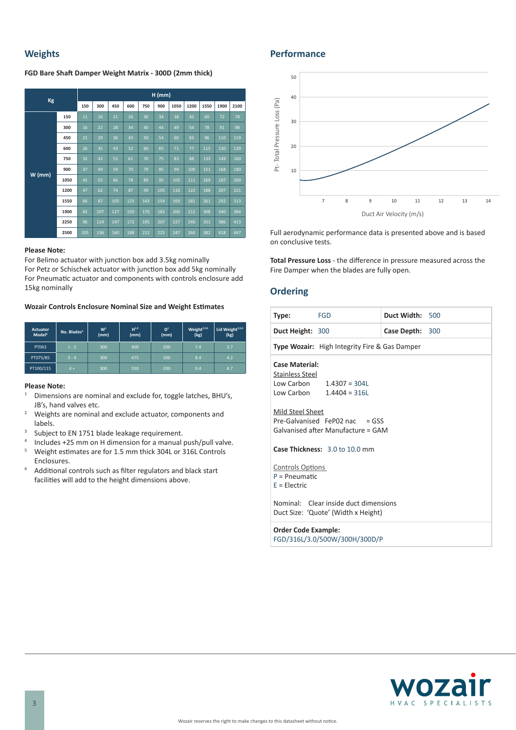## Weights

**FGD Bare Shaft Damper Weight Matrix - 300D (2mm thick)**

| Kg | | H (mm) | | | | | | | | | | |
|---|---|---|---|---|---|---|---|---|---|---|---|---|
| | | 150 | 300 | 450 | 600 | 750 | 900 | 1050 | 1200 | 1550 | 1900 | 2100 |
| W (mm) | 150 | 11 | 16 | 21 | 26 | 30 | 34 | 38 | 42 | 60 | 72 | 78 |
| | 300 | 16 | 22 | 28 | 34 | 40 | 44 | 49 | 54 | 78 | 91 | 98 |
| | 450 | 21 | 29 | 36 | 43 | 50 | 54 | 60 | 65 | 96 | 110 | 119 |
| | 600 | 26 | 35 | 43 | 52 | 60 | 65 | 71 | 77 | 115 | 130 | 139 |
| | 750 | 32 | 42 | 51 | 61 | 70 | 75 | 83 | 88 | 133 | 149 | 160 |
| | 900 | 37 | 49 | 59 | 70 | 79 | 85 | 94 | 100 | 151 | 168 | 180 |
| | 1050 | 42 | 55 | 66 | 78 | 89 | 95 | 105 | 111 | 169 | 187 | 200 |
| | 1200 | 47 | 62 | 74 | 87 | 99 | 105 | 116 | 122 | 188 | 207 | 221 |
| | 1550 | 66 | 87 | 105 | 125 | 143 | 154 | 169 | 181 | 261 | 292 | 313 |
| | 1900 | 82 | 107 | 127 | 150 | 170 | 182 | 200 | 212 | 308 | 340 | 364 |
| | 2250 | 96 | 124 | 147 | 172 | 195 | 207 | 227 | 240 | 351 | 386 | 413 |
| | 2500 | 105 | 136 | 160 | 188 | 212 | 225 | 247 | 260 | 382 | 418 | 447 |

**Please Note:**

For Belimo actuator with junction box add 3.5kg nominally
For Petz or Schischek actuator with junction box add 5kg nominally
For Pneumatic actuator and components with controls enclosure add 15kg nominally

**Wozair Controls Enclosure Nominal Size and Weight Estimates**

| Actuator Model[3] | No. Blades[3] | W[1] (mm) | H[1,4] (mm) | D[1] (mm) | Weight[2,5,6] (kg) | Lid Weight[2,5,6] (kg) |
|---|---|---|---|---|---|---|
| PT063 | 1 - 2 | 300 | 400 | 200 | 7.4 | 3.7 |
| PT075/85 | 3 - 4 | 300 | 475 | 200 | 8.4 | 4.2 |
| PT100/115 | 4 + | 300 | 550 | 200 | 9.4 | 4.7 |

**Please Note:**

1. Dimensions are nominal and exclude for, toggle latches, BHU's, JB's, hand valves etc.
2. Weights are nominal and exclude actuator, components and labels.
3. Subject to EN 1751 blade leakage requirement.
4. Includes +25 mm on H dimension for a manual push/pull valve.
5. Weight estimates are for 1.5 mm thick 304L or 316L Controls Enclosures.
6. Additional controls such as filter regulators and black start facilities will add to the height dimensions above.

## Performance

Pt- Total Pressure Loss (Pa) vs Duct Air Velocity (m/s)

Full aerodynamic performance data is presented above and is based on conclusive tests.

**Total Pressure Loss** - the difference in pressure measured across the Fire Damper when the blades are fully open.

## Ordering

| **Type:** FGD | **Duct Width:** 500 |
|---|---|
| **Duct Height:** 300 | **Case Depth:** 300 |
| **Type Wozair:** High Integrity Fire & Gas Damper | |

**Case Material:**

Stainless Steel
Low Carbon 1.4307 = 304L
Low Carbon 1.4404 = 316L

Mild Steel Sheet
Pre-Galvanised FeP02 nac = GSS
Galvanised after Manufacture = GAM

**Case Thickness:** 3.0 to 10.0 mm

Controls Options
P = Pneumatic
E = Electric

Nominal: Clear inside duct dimensions
Duct Size: 'Quote' (Width x Height)

**Order Code Example:**
FGD/316L/3.0/500W/300H/300D/P

Wozair reserves the right to make changes to this datasheet without notice.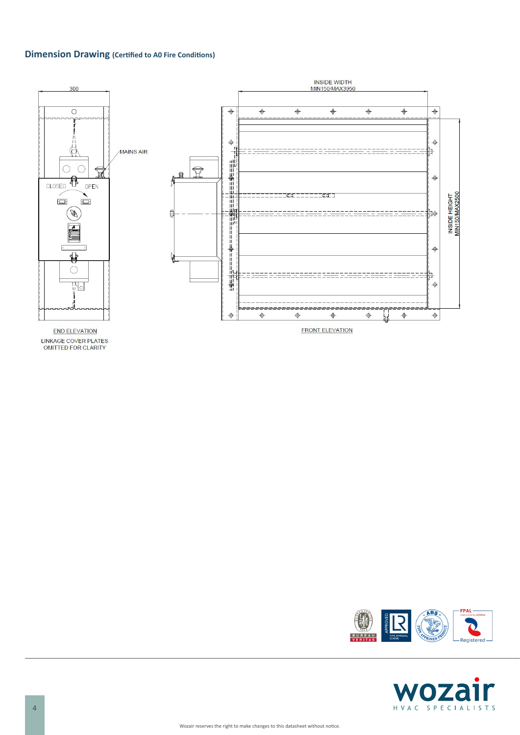## Dimension Drawing (Certified to A0 Fire Conditions)

300

MAINS AIR

CLOSED OPEN

INSIDE WIDTH
MIN150/MAX3950

INSIDE HEIGHT
MIN150/MAX2500

END ELEVATION

LINKAGE COVER PLATES
OMITTED FOR CLARITY

FRONT ELEVATION

Wozair reserves the right to make changes to this datasheet without notice.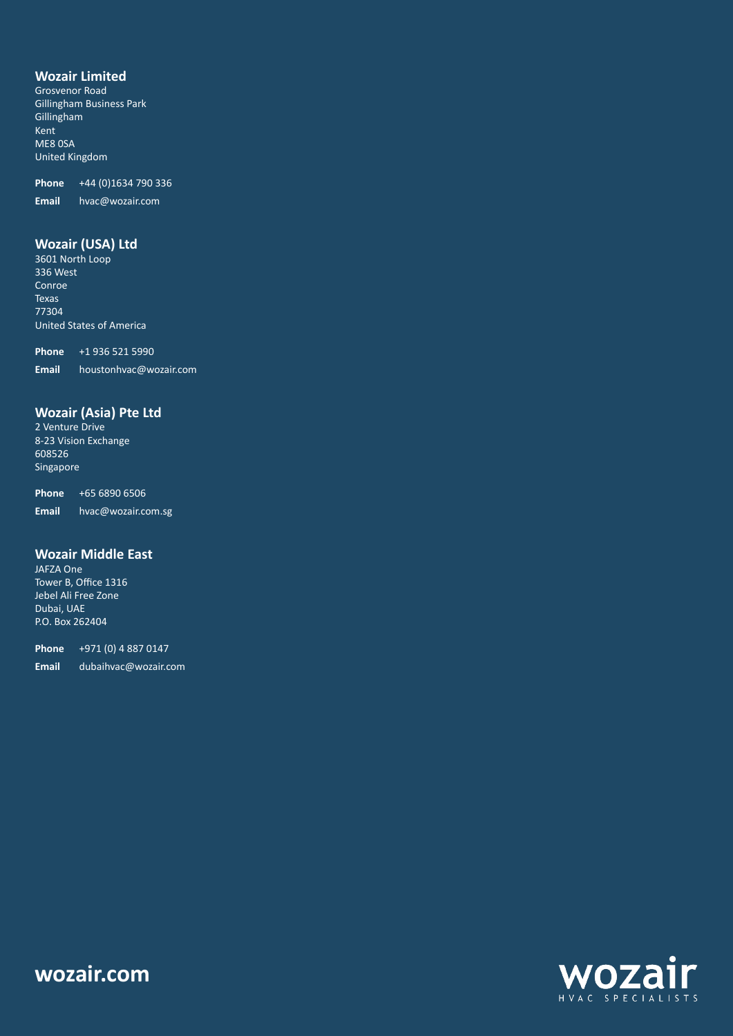## Wozair Limited

Grosvenor Road
Gillingham Business Park
Gillingham
Kent
ME8 0SA
United Kingdom

**Phone** +44 (0)1634 790 336

**Email** hvac@wozair.com

## Wozair (USA) Ltd

3601 North Loop
336 West
Conroe
Texas
77304
United States of America

**Phone** +1 936 521 5990

**Email** houstonhvac@wozair.com

## Wozair (Asia) Pte Ltd

2 Venture Drive
8-23 Vision Exchange
608526
Singapore

**Phone** +65 6890 6506

**Email** hvac@wozair.com.sg

## Wozair Middle East

JAFZA One
Tower B, Office 1316
Jebel Ali Free Zone
Dubai, UAE
P.O. Box 262404

**Phone** +971 (0) 4 887 0147

**Email** dubaihvac@wozair.com

**wozair.com**

wozair
HVAC SPECIALISTS